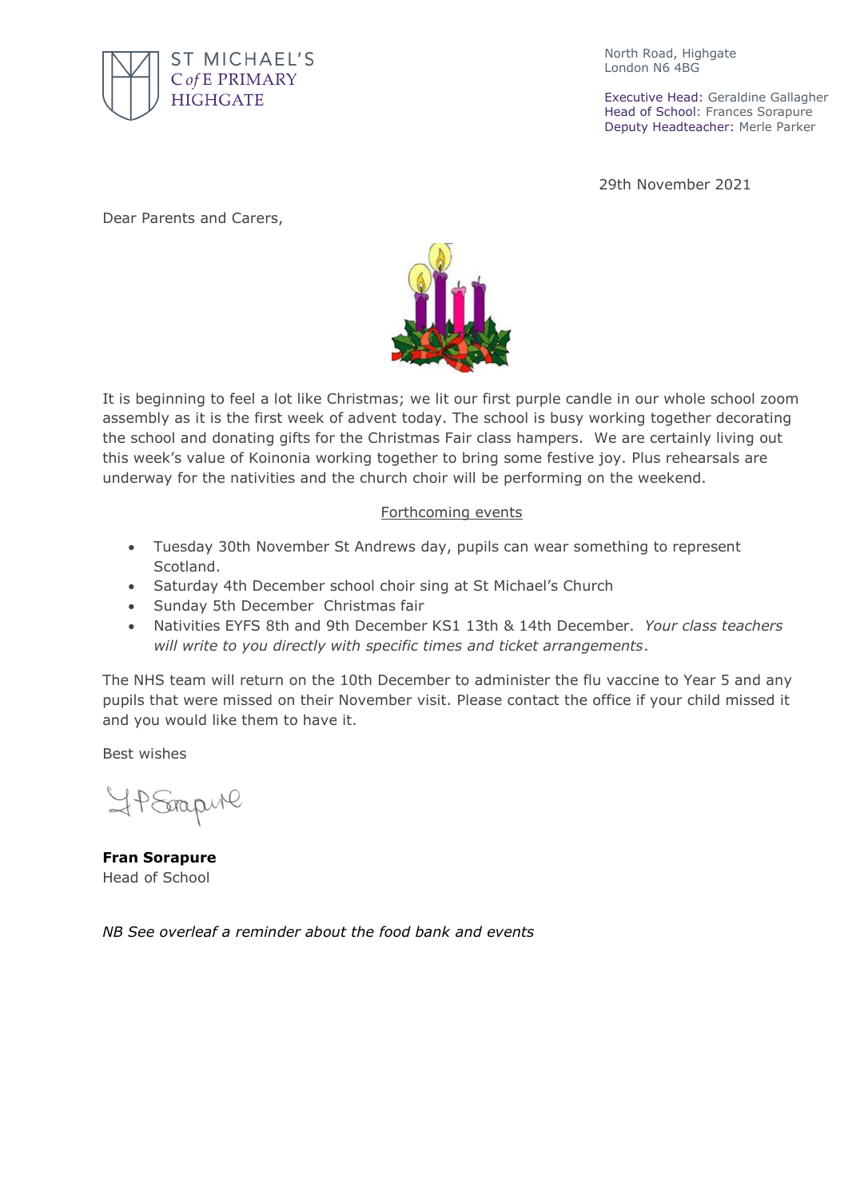ST MICHAEL'S
C of E PRIMARY
HIGHGATE

North Road, Highgate
London N6 4BG

Executive Head: Geraldine Gallagher
Head of School: Frances Sorapure
Deputy Headteacher: Merle Parker

29th November 2021

Dear Parents and Carers,

It is beginning to feel a lot like Christmas; we lit our first purple candle in our whole school zoom assembly as it is the first week of advent today. The school is busy working together decorating the school and donating gifts for the Christmas Fair class hampers. We are certainly living out this week's value of Koinonia working together to bring some festive joy. Plus rehearsals are underway for the nativities and the church choir will be performing on the weekend.

Forthcoming events

- Tuesday 30th November St Andrews day, pupils can wear something to represent Scotland.
- Saturday 4th December school choir sing at St Michael's Church
- Sunday 5th December Christmas fair
- Nativities EYFS 8th and 9th December KS1 13th & 14th December. *Your class teachers will write to you directly with specific times and ticket arrangements*.

The NHS team will return on the 10th December to administer the flu vaccine to Year 5 and any pupils that were missed on their November visit. Please contact the office if your child missed it and you would like them to have it.

Best wishes

**Fran Sorapure**
Head of School

*NB See overleaf a reminder about the food bank and events*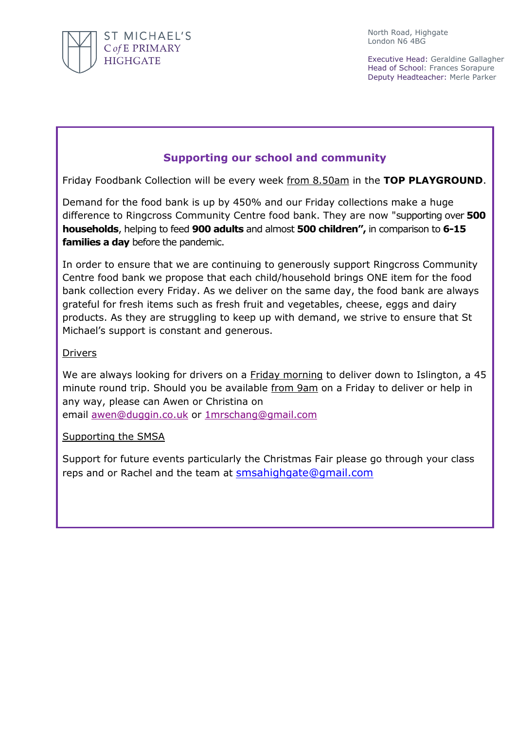ST MICHAEL'S
C of E PRIMARY
HIGHGATE

North Road, Highgate
London N6 4BG

Executive Head: Geraldine Gallagher
Head of School: Frances Sorapure
Deputy Headteacher: Merle Parker

## Supporting our school and community

Friday Foodbank Collection will be every week from 8.50am in the **TOP PLAYGROUND**.

Demand for the food bank is up by 450% and our Friday collections make a huge difference to Ringcross Community Centre food bank. They are now "supporting over **500 households**, helping to feed **900 adults** and almost **500 children",** in comparison to **6-15 families a day** before the pandemic.

In order to ensure that we are continuing to generously support Ringcross Community Centre food bank we propose that each child/household brings ONE item for the food bank collection every Friday. As we deliver on the same day, the food bank are always grateful for fresh items such as fresh fruit and vegetables, cheese, eggs and dairy products. As they are struggling to keep up with demand, we strive to ensure that St Michael's support is constant and generous.

Drivers

We are always looking for drivers on a Friday morning to deliver down to Islington, a 45 minute round trip. Should you be available from 9am on a Friday to deliver or help in any way, please can Awen or Christina on email awen@duggin.co.uk or 1mrschang@gmail.com

Supporting the SMSA

Support for future events particularly the Christmas Fair please go through your class reps and or Rachel and the team at smsahighgate@gmail.com